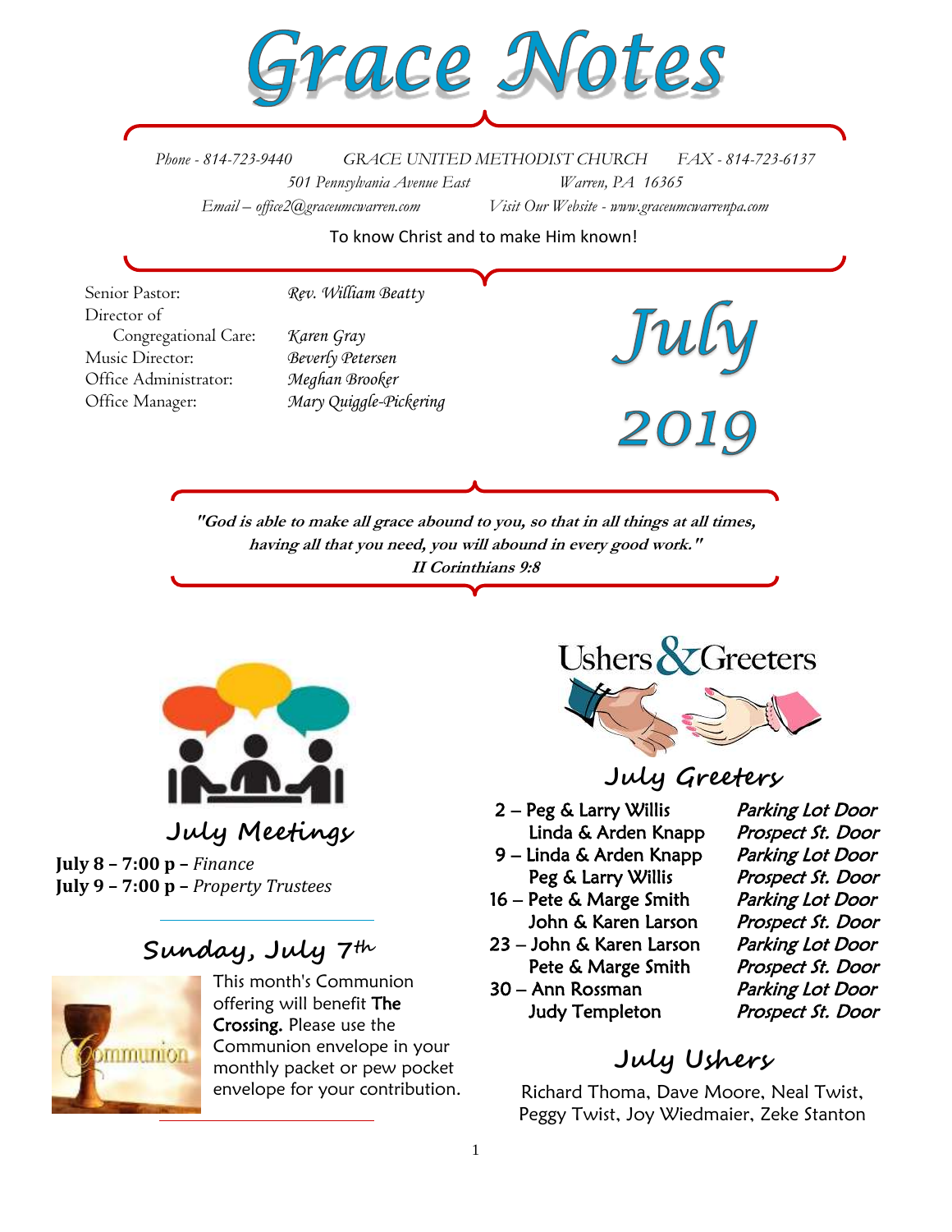# Grace Notes

*Phone - 814-723-9440* *GRACE UNITED METHODIST CHURCH* *FAX - 814-723-6137*
*501 Pennsylvania Avenue East* *Warren, PA 16365*
*Email – office2@graceumcwarren.com* *Visit Our Website - www.graceumcwarrenpa.com*

To know Christ and to make Him known!

Senior Pastor: *Rev. William Beatty*
Director of Congregational Care: *Karen Gray*
Music Director: *Beverly Petersen*
Office Administrator: *Meghan Brooker*
Office Manager: *Mary Quiggle-Pickering*

## July 2019

***"God is able to make all grace abound to you, so that in all things at all times, having all that you need, you will abound in every good work."***
***II Corinthians 9:8***

## July Meetings

**July 8 – 7:00 p –** *Finance*
**July 9 – 7:00 p –** *Property Trustees*

## Sunday, July 7th

This month's Communion offering will benefit **The Crossing.** Please use the Communion envelope in your monthly packet or pew pocket envelope for your contribution.

## Ushers & Greeters

### July Greeters

| | | |
|---|---|---|
| 2 | Peg & Larry Willis | *Parking Lot Door* |
| | Linda & Arden Knapp | *Prospect St. Door* |
| 9 | Linda & Arden Knapp | *Parking Lot Door* |
| | Peg & Larry Willis | *Prospect St. Door* |
| 16 | Pete & Marge Smith | *Parking Lot Door* |
| | John & Karen Larson | *Prospect St. Door* |
| 23 | John & Karen Larson | *Parking Lot Door* |
| | Pete & Marge Smith | *Prospect St. Door* |
| 30 | Ann Rossman | *Parking Lot Door* |
| | Judy Templeton | *Prospect St. Door* |

### July Ushers

Richard Thoma, Dave Moore, Neal Twist, Peggy Twist, Joy Wiedmaier, Zeke Stanton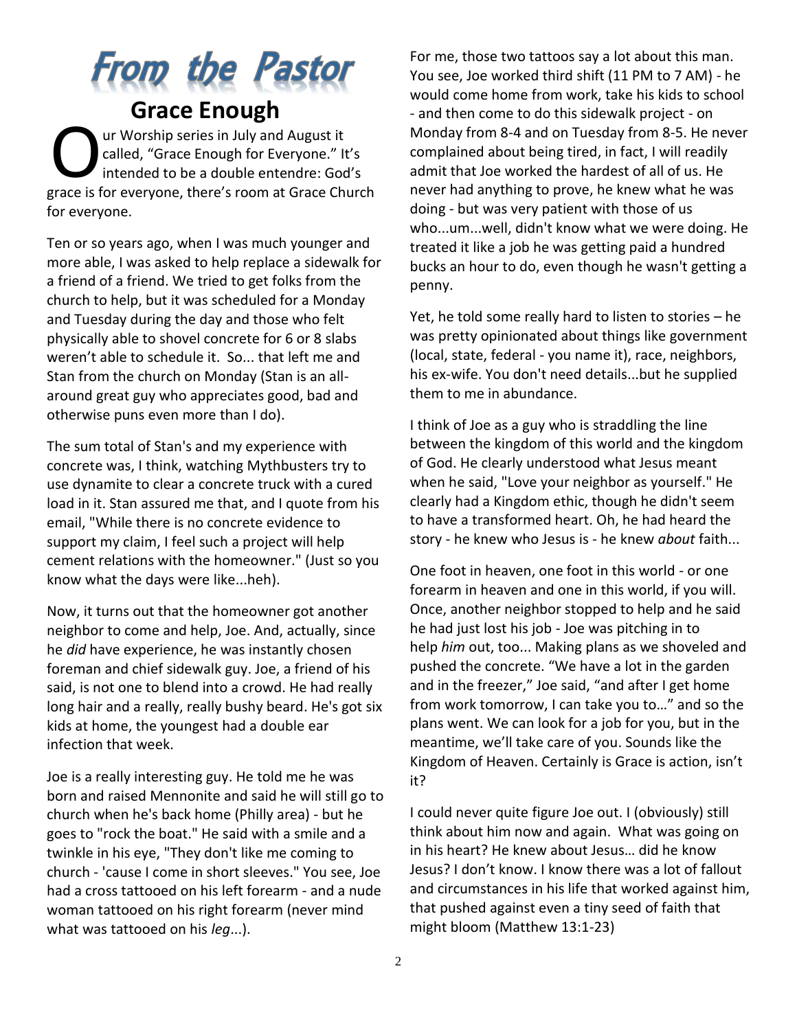# From the Pastor

## Grace Enough

Our Worship series in July and August it called, "Grace Enough for Everyone." It's intended to be a double entendre: God's grace is for everyone, there's room at Grace Church for everyone.

Ten or so years ago, when I was much younger and more able, I was asked to help replace a sidewalk for a friend of a friend. We tried to get folks from the church to help, but it was scheduled for a Monday and Tuesday during the day and those who felt physically able to shovel concrete for 6 or 8 slabs weren't able to schedule it. So... that left me and Stan from the church on Monday (Stan is an all-around great guy who appreciates good, bad and otherwise puns even more than I do).

The sum total of Stan's and my experience with concrete was, I think, watching Mythbusters try to use dynamite to clear a concrete truck with a cured load in it. Stan assured me that, and I quote from his email, "While there is no concrete evidence to support my claim, I feel such a project will help cement relations with the homeowner." (Just so you know what the days were like...heh).

Now, it turns out that the homeowner got another neighbor to come and help, Joe. And, actually, since he *did* have experience, he was instantly chosen foreman and chief sidewalk guy. Joe, a friend of his said, is not one to blend into a crowd. He had really long hair and a really, really bushy beard. He's got six kids at home, the youngest had a double ear infection that week.

Joe is a really interesting guy. He told me he was born and raised Mennonite and said he will still go to church when he's back home (Philly area) - but he goes to "rock the boat." He said with a smile and a twinkle in his eye, "They don't like me coming to church - 'cause I come in short sleeves." You see, Joe had a cross tattooed on his left forearm - and a nude woman tattooed on his right forearm (never mind what was tattooed on his *leg*...).

For me, those two tattoos say a lot about this man. You see, Joe worked third shift (11 PM to 7 AM) - he would come home from work, take his kids to school - and then come to do this sidewalk project - on Monday from 8-4 and on Tuesday from 8-5. He never complained about being tired, in fact, I will readily admit that Joe worked the hardest of all of us. He never had anything to prove, he knew what he was doing - but was very patient with those of us who...um...well, didn't know what we were doing. He treated it like a job he was getting paid a hundred bucks an hour to do, even though he wasn't getting a penny.

Yet, he told some really hard to listen to stories – he was pretty opinionated about things like government (local, state, federal - you name it), race, neighbors, his ex-wife. You don't need details...but he supplied them to me in abundance.

I think of Joe as a guy who is straddling the line between the kingdom of this world and the kingdom of God. He clearly understood what Jesus meant when he said, "Love your neighbor as yourself." He clearly had a Kingdom ethic, though he didn't seem to have a transformed heart. Oh, he had heard the story - he knew who Jesus is - he knew *about* faith...

One foot in heaven, one foot in this world - or one forearm in heaven and one in this world, if you will. Once, another neighbor stopped to help and he said he had just lost his job - Joe was pitching in to help *him* out, too... Making plans as we shoveled and pushed the concrete. "We have a lot in the garden and in the freezer," Joe said, "and after I get home from work tomorrow, I can take you to…" and so the plans went. We can look for a job for you, but in the meantime, we'll take care of you. Sounds like the Kingdom of Heaven. Certainly is Grace is action, isn't it?

I could never quite figure Joe out. I (obviously) still think about him now and again. What was going on in his heart? He knew about Jesus… did he know Jesus? I don't know. I know there was a lot of fallout and circumstances in his life that worked against him, that pushed against even a tiny seed of faith that might bloom (Matthew 13:1-23)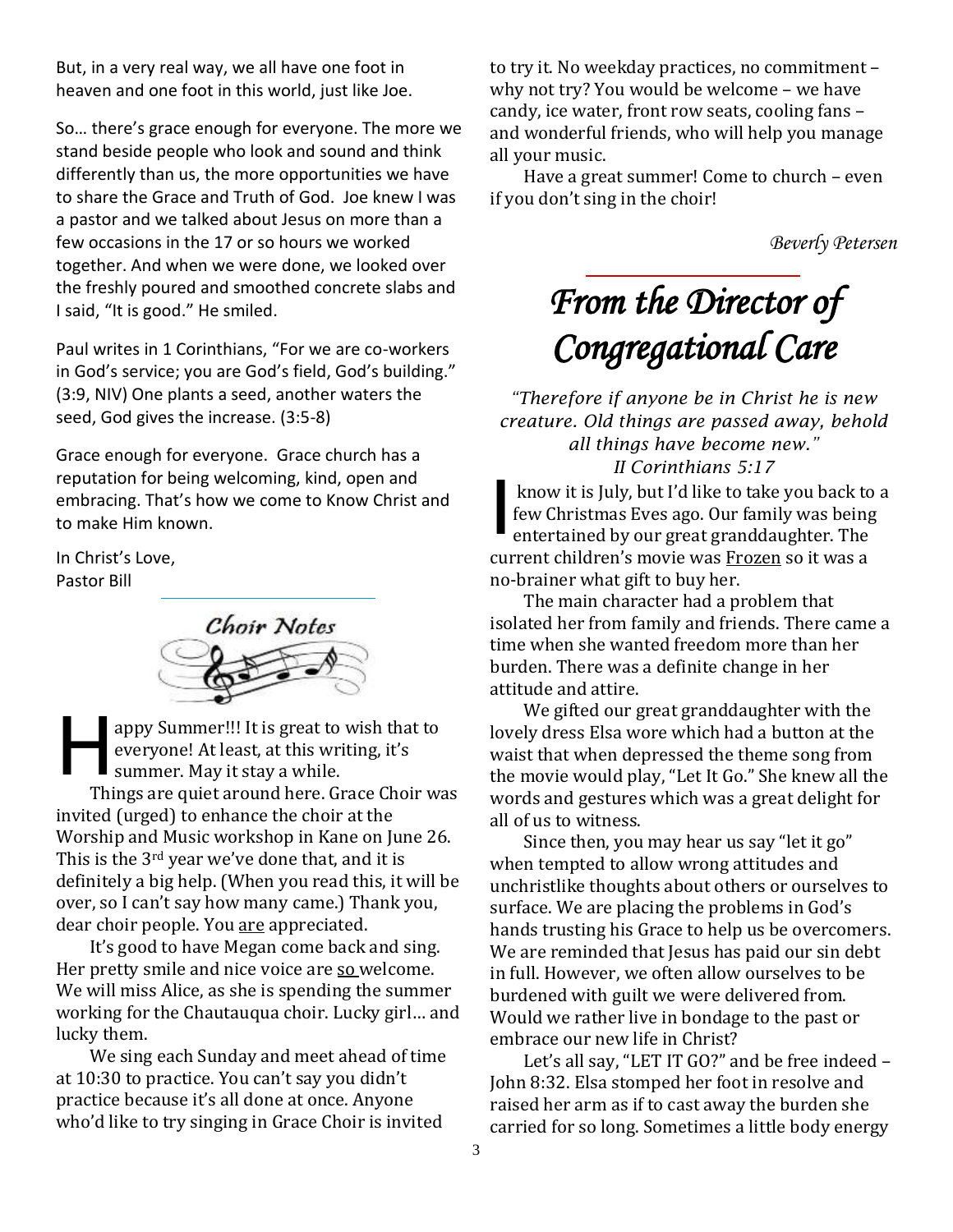But, in a very real way, we all have one foot in heaven and one foot in this world, just like Joe.

So… there's grace enough for everyone. The more we stand beside people who look and sound and think differently than us, the more opportunities we have to share the Grace and Truth of God. Joe knew I was a pastor and we talked about Jesus on more than a few occasions in the 17 or so hours we worked together. And when we were done, we looked over the freshly poured and smoothed concrete slabs and I said, "It is good." He smiled.

Paul writes in 1 Corinthians, "For we are co-workers in God's service; you are God's field, God's building." (3:9, NIV) One plants a seed, another waters the seed, God gives the increase. (3:5-8)

Grace enough for everyone. Grace church has a reputation for being welcoming, kind, open and embracing. That's how we come to Know Christ and to make Him known.

In Christ's Love,
Pastor Bill

## Choir Notes

Happy Summer!!! It is great to wish that to everyone! At least, at this writing, it's summer. May it stay a while.

Things are quiet around here. Grace Choir was invited (urged) to enhance the choir at the Worship and Music workshop in Kane on June 26. This is the 3rd year we've done that, and it is definitely a big help. (When you read this, it will be over, so I can't say how many came.) Thank you, dear choir people. You are appreciated.

It's good to have Megan come back and sing. Her pretty smile and nice voice are so welcome. We will miss Alice, as she is spending the summer working for the Chautauqua choir. Lucky girl… and lucky them.

We sing each Sunday and meet ahead of time at 10:30 to practice. You can't say you didn't practice because it's all done at once. Anyone who'd like to try singing in Grace Choir is invited to try it. No weekday practices, no commitment – why not try? You would be welcome – we have candy, ice water, front row seats, cooling fans – and wonderful friends, who will help you manage all your music.

Have a great summer! Come to church – even if you don't sing in the choir!

*Beverly Petersen*

# *From the Director of Congregational Care*

*"Therefore if anyone be in Christ he is new creature. Old things are passed away, behold all things have become new."*
*II Corinthians 5:17*

I know it is July, but I'd like to take you back to a few Christmas Eves ago. Our family was being entertained by our great granddaughter. The current children's movie was Frozen so it was a no-brainer what gift to buy her.

The main character had a problem that isolated her from family and friends. There came a time when she wanted freedom more than her burden. There was a definite change in her attitude and attire.

We gifted our great granddaughter with the lovely dress Elsa wore which had a button at the waist that when depressed the theme song from the movie would play, "Let It Go." She knew all the words and gestures which was a great delight for all of us to witness.

Since then, you may hear us say "let it go" when tempted to allow wrong attitudes and unchristlike thoughts about others or ourselves to surface. We are placing the problems in God's hands trusting his Grace to help us be overcomers. We are reminded that Jesus has paid our sin debt in full. However, we often allow ourselves to be burdened with guilt we were delivered from. Would we rather live in bondage to the past or embrace our new life in Christ?

Let's all say, "LET IT GO?" and be free indeed – John 8:32. Elsa stomped her foot in resolve and raised her arm as if to cast away the burden she carried for so long. Sometimes a little body energy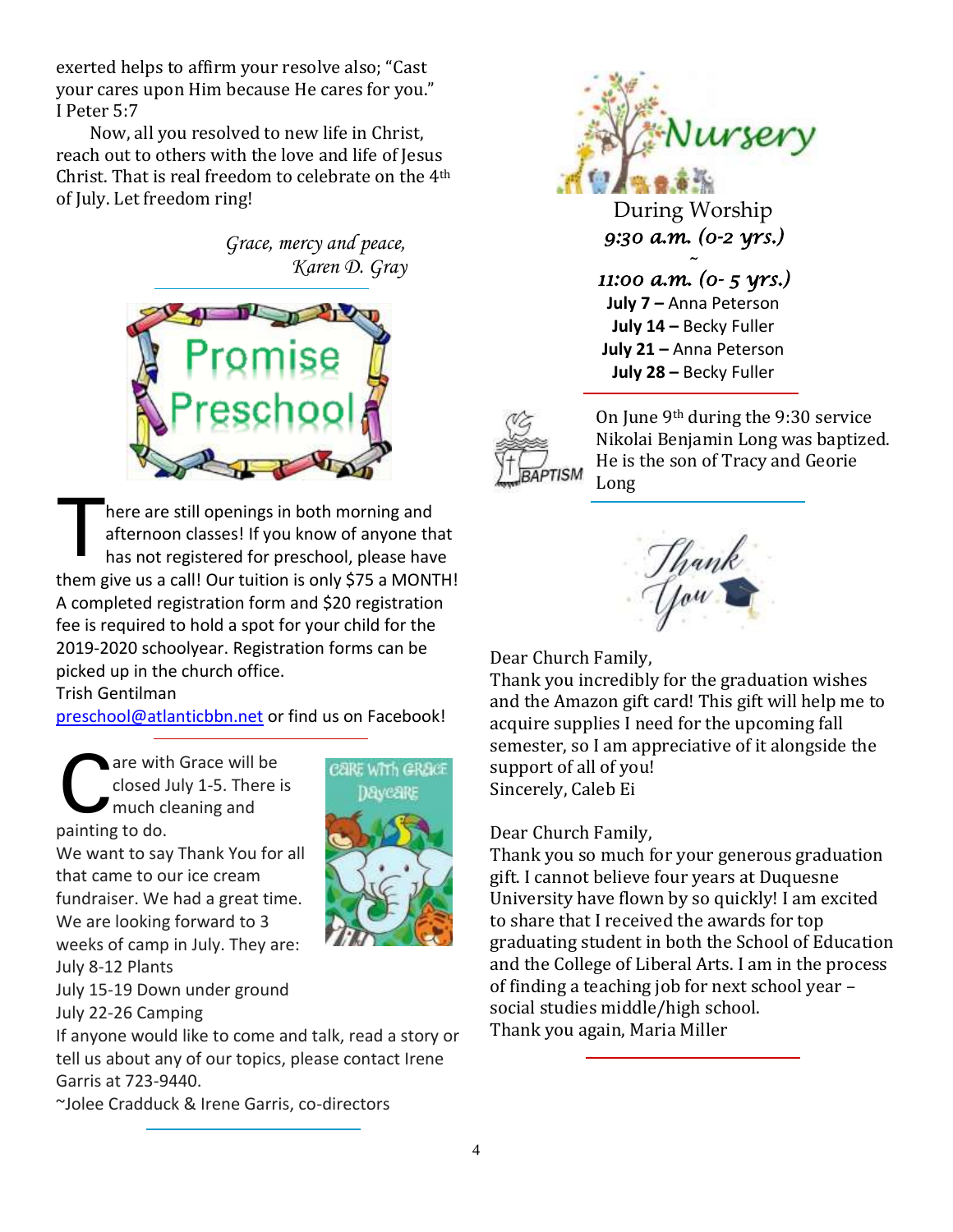exerted helps to affirm your resolve also; "Cast your cares upon Him because He cares for you." I Peter 5:7

Now, all you resolved to new life in Christ, reach out to others with the love and life of Jesus Christ. That is real freedom to celebrate on the 4th of July. Let freedom ring!

*Grace, mercy and peace,*
*Karen D. Gray*

---

## Promise Preschool

There are still openings in both morning and afternoon classes! If you know of anyone that has not registered for preschool, please have them give us a call! Our tuition is only $75 a MONTH! A completed registration form and $20 registration fee is required to hold a spot for your child for the 2019-2020 schoolyear. Registration forms can be picked up in the church office.
Trish Gentilman
preschool@atlanticbbn.net or find us on Facebook!

---

## Care with Grace Daycare

Care with Grace will be closed July 1-5. There is much cleaning and painting to do.
We want to say Thank You for all that came to our ice cream fundraiser. We had a great time. We are looking forward to 3 weeks of camp in July. They are:
July 8-12 Plants
July 15-19 Down under ground
July 22-26 Camping
If anyone would like to come and talk, read a story or tell us about any of our topics, please contact Irene Garris at 723-9440.
~Jolee Cradduck & Irene Garris, co-directors

---

## Nursery

During Worship
*9:30 a.m. (0-2 yrs.)*
~
*11:00 a.m. (0- 5 yrs.)*

**July 7 –** Anna Peterson
**July 14 –** Becky Fuller
**July 21 –** Anna Peterson
**July 28 –** Becky Fuller

---

## Baptism

On June 9th during the 9:30 service Nikolai Benjamin Long was baptized. He is the son of Tracy and Georie Long

---

## Thank You

Dear Church Family,
Thank you incredibly for the graduation wishes and the Amazon gift card! This gift will help me to acquire supplies I need for the upcoming fall semester, so I am appreciative of it alongside the support of all of you!
Sincerely, Caleb Ei

Dear Church Family,
Thank you so much for your generous graduation gift. I cannot believe four years at Duquesne University have flown by so quickly! I am excited to share that I received the awards for top graduating student in both the School of Education and the College of Liberal Arts. I am in the process of finding a teaching job for next school year – social studies middle/high school.
Thank you again, Maria Miller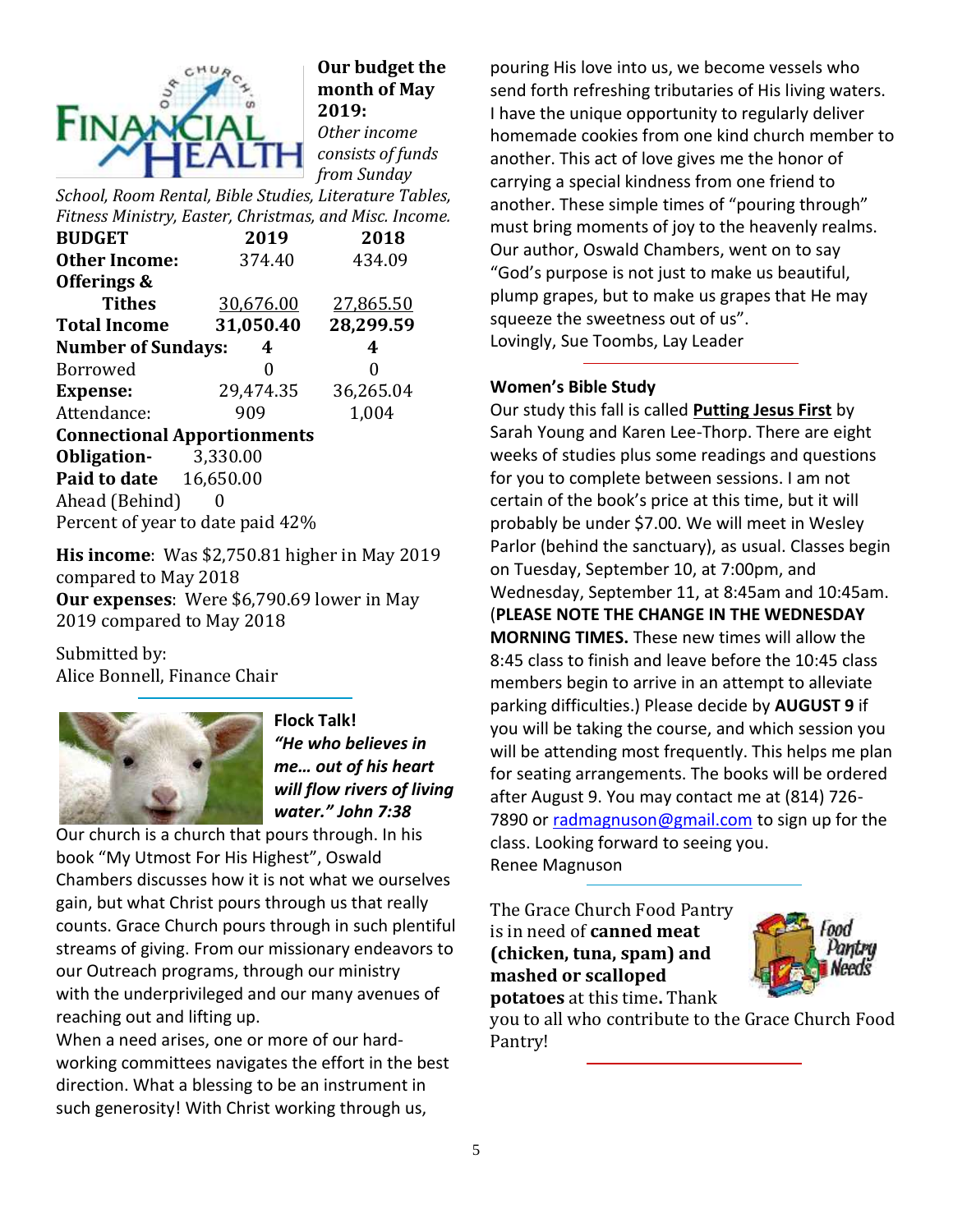**Our budget the month of May 2019:**

*Other income consists of funds from Sunday School, Room Rental, Bible Studies, Literature Tables, Fitness Ministry, Easter, Christmas, and Misc. Income.*

| **BUDGET** | **2019** | **2018** |
|---|---|---|
| **Other Income:** | 374.40 | 434.09 |
| **Offerings & Tithes** | 30,676.00 | 27,865.50 |
| **Total Income** | **31,050.40** | **28,299.59** |
| **Number of Sundays:** | **4** | **4** |
| Borrowed | 0 | 0 |
| **Expense:** | 29,474.35 | 36,265.04 |
| Attendance: | 909 | 1,004 |

**Connectional Apportionments**
**Obligation-** 3,330.00
**Paid to date** 16,650.00
Ahead (Behind) 0
Percent of year to date paid 42%

**His income**: Was $2,750.81 higher in May 2019 compared to May 2018
**Our expenses**: Were $6,790.69 lower in May 2019 compared to May 2018

Submitted by:
Alice Bonnell, Finance Chair

---

**Flock Talk!**
***"He who believes in me… out of his heart will flow rivers of living water." John 7:38***

Our church is a church that pours through. In his book "My Utmost For His Highest", Oswald Chambers discusses how it is not what we ourselves gain, but what Christ pours through us that really counts. Grace Church pours through in such plentiful streams of giving. From our missionary endeavors to our Outreach programs, through our ministry with the underprivileged and our many avenues of reaching out and lifting up.

When a need arises, one or more of our hard-working committees navigates the effort in the best direction. What a blessing to be an instrument in such generosity! With Christ working through us, pouring His love into us, we become vessels who send forth refreshing tributaries of His living waters. I have the unique opportunity to regularly deliver homemade cookies from one kind church member to another. This act of love gives me the honor of carrying a special kindness from one friend to another. These simple times of "pouring through" must bring moments of joy to the heavenly realms. Our author, Oswald Chambers, went on to say "God's purpose is not just to make us beautiful, plump grapes, but to make us grapes that He may squeeze the sweetness out of us".

Lovingly, Sue Toombs, Lay Leader

---

**Women's Bible Study**

Our study this fall is called **Putting Jesus First** by Sarah Young and Karen Lee-Thorp. There are eight weeks of studies plus some readings and questions for you to complete between sessions. I am not certain of the book's price at this time, but it will probably be under $7.00. We will meet in Wesley Parlor (behind the sanctuary), as usual. Classes begin on Tuesday, September 10, at 7:00pm, and Wednesday, September 11, at 8:45am and 10:45am. (**PLEASE NOTE THE CHANGE IN THE WEDNESDAY MORNING TIMES.** These new times will allow the 8:45 class to finish and leave before the 10:45 class members begin to arrive in an attempt to alleviate parking difficulties.) Please decide by **AUGUST 9** if you will be taking the course, and which session you will be attending most frequently. This helps me plan for seating arrangements. The books will be ordered after August 9. You may contact me at (814) 726-7890 or radmagnuson@gmail.com to sign up for the class. Looking forward to seeing you.

Renee Magnuson

---

The Grace Church Food Pantry is in need of **canned meat (chicken, tuna, spam) and mashed or scalloped potatoes** at this time**.** Thank you to all who contribute to the Grace Church Food Pantry!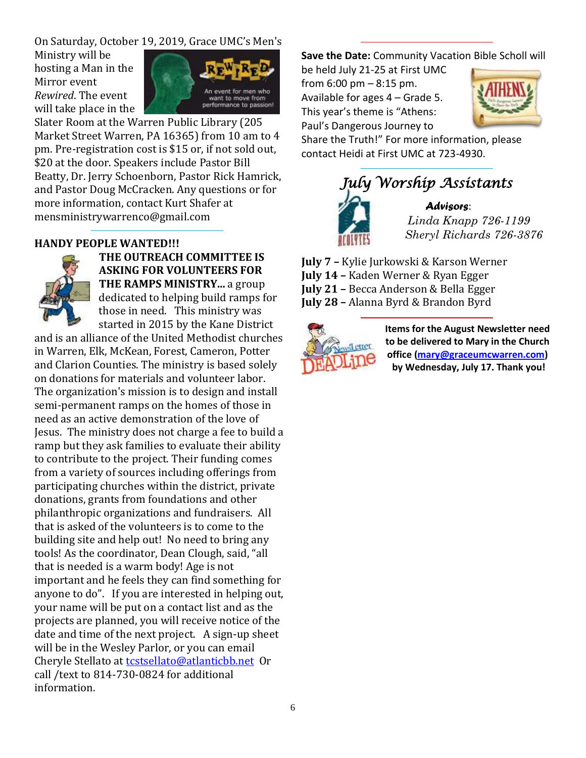On Saturday, October 19, 2019, Grace UMC's Men's Ministry will be hosting a Man in the Mirror event *Rewired*. The event will take place in the Slater Room at the Warren Public Library (205 Market Street Warren, PA 16365) from 10 am to 4 pm. Pre-registration cost is $15 or, if not sold out, $20 at the door. Speakers include Pastor Bill Beatty, Dr. Jerry Schoenborn, Pastor Rick Hamrick, and Pastor Doug McCracken. Any questions or for more information, contact Kurt Shafer at mensministrywarrenco@gmail.com

**HANDY PEOPLE WANTED!!!**

**THE OUTREACH COMMITTEE IS ASKING FOR VOLUNTEERS FOR THE RAMPS MINISTRY...** a group dedicated to helping build ramps for those in need. This ministry was started in 2015 by the Kane District and is an alliance of the United Methodist churches in Warren, Elk, McKean, Forest, Cameron, Potter and Clarion Counties. The ministry is based solely on donations for materials and volunteer labor. The organization's mission is to design and install semi-permanent ramps on the homes of those in need as an active demonstration of the love of Jesus. The ministry does not charge a fee to build a ramp but they ask families to evaluate their ability to contribute to the project. Their funding comes from a variety of sources including offerings from participating churches within the district, private donations, grants from foundations and other philanthropic organizations and fundraisers. All that is asked of the volunteers is to come to the building site and help out! No need to bring any tools! As the coordinator, Dean Clough, said, "all that is needed is a warm body! Age is not important and he feels they can find something for anyone to do". If you are interested in helping out, your name will be put on a contact list and as the projects are planned, you will receive notice of the date and time of the next project. A sign-up sheet will be in the Wesley Parlor, or you can email Cheryle Stellato at tcstsellato@atlanticbb.net Or call /text to 814-730-0824 for additional information.

**Save the Date:** Community Vacation Bible Scholl will be held July 21-25 at First UMC from 6:00 pm – 8:15 pm. Available for ages 4 – Grade 5. This year's theme is "Athens: Paul's Dangerous Journey to Share the Truth!" For more information, please contact Heidi at First UMC at 723-4930.

## *July Worship Assistants*

***Advisors***:
*Linda Knapp 726-1199*
*Sheryl Richards 726-3876*

**July 7 –** Kylie Jurkowski & Karson Werner
**July 14 –** Kaden Werner & Ryan Egger
**July 21 –** Becca Anderson & Bella Egger
**July 28 –** Alanna Byrd & Brandon Byrd

**Items for the August Newsletter need to be delivered to Mary in the Church office (mary@graceumcwarren.com) by Wednesday, July 17. Thank you!**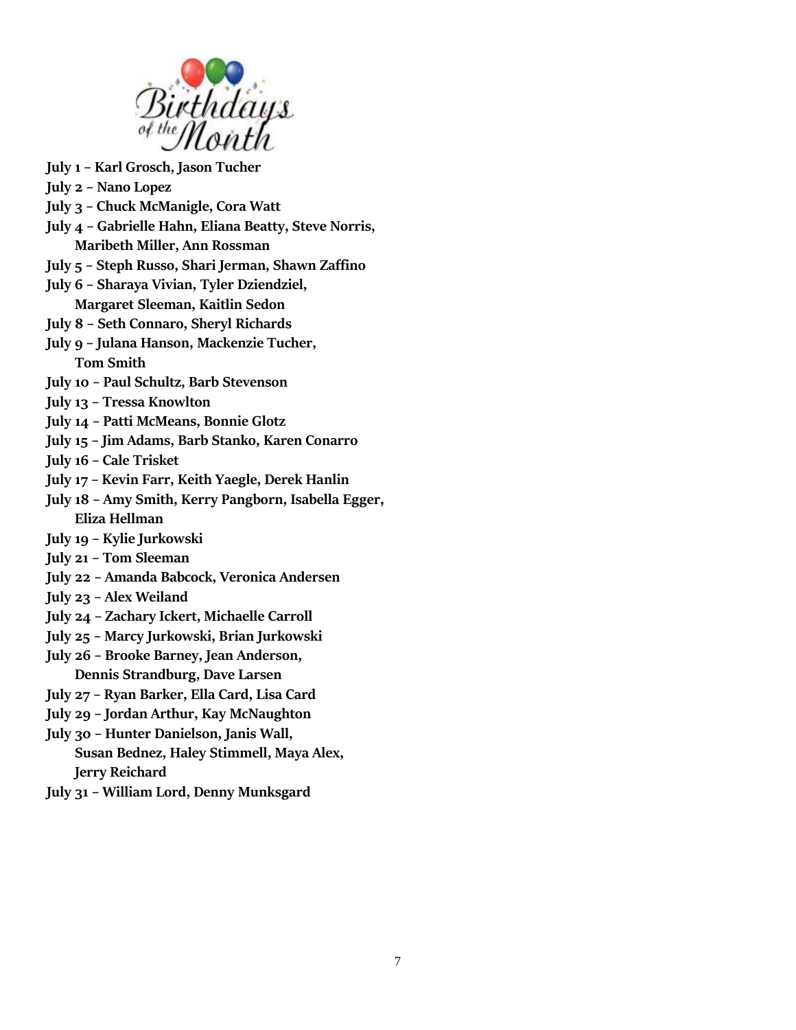# Birthdays of the Month

**July 1 – Karl Grosch, Jason Tucher**
**July 2 – Nano Lopez**
**July 3 – Chuck McManigle, Cora Watt**
**July 4 – Gabrielle Hahn, Eliana Beatty, Steve Norris, Maribeth Miller, Ann Rossman**
**July 5 – Steph Russo, Shari Jerman, Shawn Zaffino**
**July 6 – Sharaya Vivian, Tyler Dziendziel, Margaret Sleeman, Kaitlin Sedon**
**July 8 – Seth Connaro, Sheryl Richards**
**July 9 – Julana Hanson, Mackenzie Tucher, Tom Smith**
**July 10 – Paul Schultz, Barb Stevenson**
**July 13 – Tressa Knowlton**
**July 14 – Patti McMeans, Bonnie Glotz**
**July 15 – Jim Adams, Barb Stanko, Karen Conarro**
**July 16 – Cale Trisket**
**July 17 – Kevin Farr, Keith Yaegle, Derek Hanlin**
**July 18 – Amy Smith, Kerry Pangborn, Isabella Egger, Eliza Hellman**
**July 19 – Kylie Jurkowski**
**July 21 – Tom Sleeman**
**July 22 – Amanda Babcock, Veronica Andersen**
**July 23 – Alex Weiland**
**July 24 – Zachary Ickert, Michaelle Carroll**
**July 25 – Marcy Jurkowski, Brian Jurkowski**
**July 26 – Brooke Barney, Jean Anderson, Dennis Strandburg, Dave Larsen**
**July 27 – Ryan Barker, Ella Card, Lisa Card**
**July 29 – Jordan Arthur, Kay McNaughton**
**July 30 – Hunter Danielson, Janis Wall, Susan Bednez, Haley Stimmell, Maya Alex, Jerry Reichard**
**July 31 – William Lord, Denny Munksgard**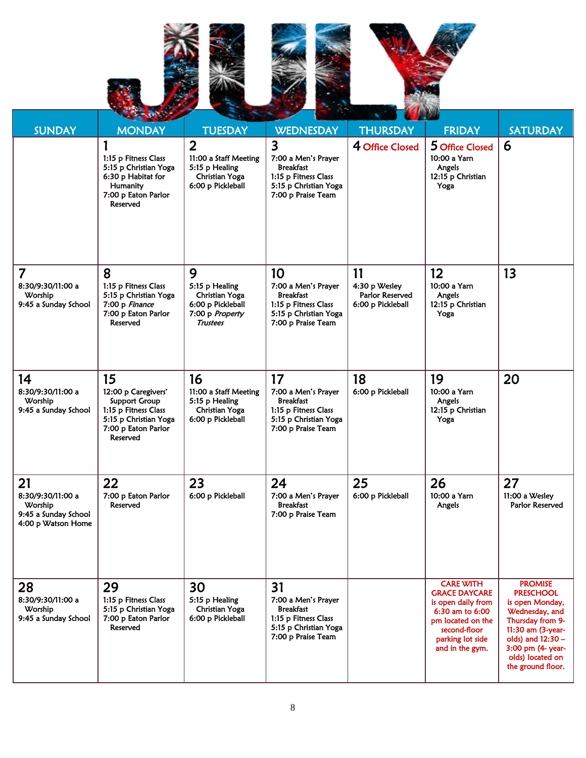# JULY

| SUNDAY | MONDAY | TUESDAY | WEDNESDAY | THURSDAY | FRIDAY | SATURDAY |
|---|---|---|---|---|---|---|
| | **1**<br>1:15 p Fitness Class<br>5:15 p Christian Yoga<br>6:30 p Habitat for Humanity<br>7:00 p Eaton Parlor Reserved | **2**<br>11:00 a Staff Meeting<br>5:15 p Healing Christian Yoga<br>6:00 p Pickleball | **3**<br>7:00 a Men's Prayer Breakfast<br>1:15 p Fitness Class<br>5:15 p Christian Yoga<br>7:00 p Praise Team | **4** Office Closed | **5** Office Closed<br>10:00 a Yarn Angels<br>12:15 p Christian Yoga | **6** |
| **7**<br>8:30/9:30/11:00 a Worship<br>9:45 a Sunday School | **8**<br>1:15 p Fitness Class<br>5:15 p Christian Yoga<br>7:00 p *Finance*<br>7:00 p Eaton Parlor Reserved | **9**<br>5:15 p Healing Christian Yoga<br>6:00 p Pickleball<br>7:00 p *Property Trustees* | **10**<br>7:00 a Men's Prayer Breakfast<br>1:15 p Fitness Class<br>5:15 p Christian Yoga<br>7:00 p Praise Team | **11**<br>4:30 p Wesley Parlor Reserved<br>6:00 p Pickleball | **12**<br>10:00 a Yarn Angels<br>12:15 p Christian Yoga | **13** |
| **14**<br>8:30/9:30/11:00 a Worship<br>9:45 a Sunday School | **15**<br>12:00 p Caregivers' Support Group<br>1:15 p Fitness Class<br>5:15 p Christian Yoga<br>7:00 p Eaton Parlor Reserved | **16**<br>11:00 a Staff Meeting<br>5:15 p Healing Christian Yoga<br>6:00 p Pickleball | **17**<br>7:00 a Men's Prayer Breakfast<br>1:15 p Fitness Class<br>5:15 p Christian Yoga<br>7:00 p Praise Team | **18**<br>6:00 p Pickleball | **19**<br>10:00 a Yarn Angels<br>12:15 p Christian Yoga | **20** |
| **21**<br>8:30/9:30/11:00 a Worship<br>9:45 a Sunday School<br>4:00 p Watson Home | **22**<br>7:00 p Eaton Parlor Reserved | **23**<br>6:00 p Pickleball | **24**<br>7:00 a Men's Prayer Breakfast<br>7:00 p Praise Team | **25**<br>6:00 p Pickleball | **26**<br>10:00 a Yarn Angels | **27**<br>11:00 a Wesley Parlor Reserved |
| **28**<br>8:30/9:30/11:00 a Worship<br>9:45 a Sunday School | **29**<br>1:15 p Fitness Class<br>5:15 p Christian Yoga<br>7:00 p Eaton Parlor Reserved | **30**<br>5:15 p Healing Christian Yoga<br>6:00 p Pickleball | **31**<br>7:00 a Men's Prayer Breakfast<br>1:15 p Fitness Class<br>5:15 p Christian Yoga<br>7:00 p Praise Team | | **CARE WITH GRACE DAYCARE** is open daily from 6:30 am to 6:00 pm located on the second-floor parking lot side and in the gym. | **PROMISE PRESCHOOL** is open Monday, Wednesday, and Thursday from 9-11:30 am (3-year-olds) and 12:30 – 3:00 pm (4- year-olds) located on the ground floor. |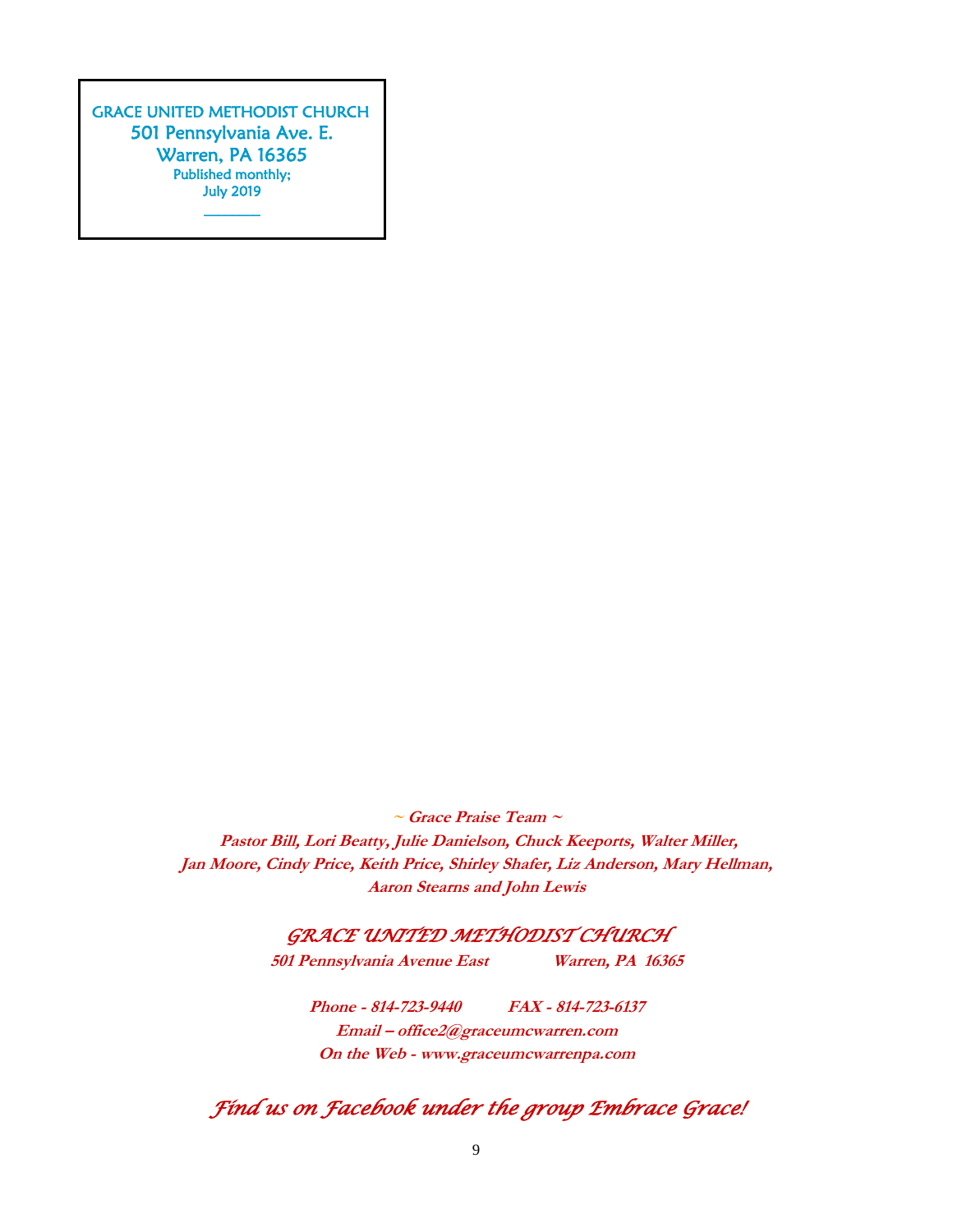GRACE UNITED METHODIST CHURCH
501 Pennsylvania Ave. E.
Warren, PA 16365
Published monthly;
July 2019

**~ Grace Praise Team ~**

**Pastor Bill, Lori Beatty, Julie Danielson, Chuck Keeports, Walter Miller, Jan Moore, Cindy Price, Keith Price, Shirley Shafer, Liz Anderson, Mary Hellman, Aaron Stearns and John Lewis**

*GRACE UNITED METHODIST CHURCH*

**501 Pennsylvania Avenue East Warren, PA 16365**

**Phone - 814-723-9440 FAX - 814-723-6137**
**Email – office2@graceumcwarren.com**
**On the Web - www.graceumcwarrenpa.com**

*Find us on Facebook under the group Embrace Grace!*